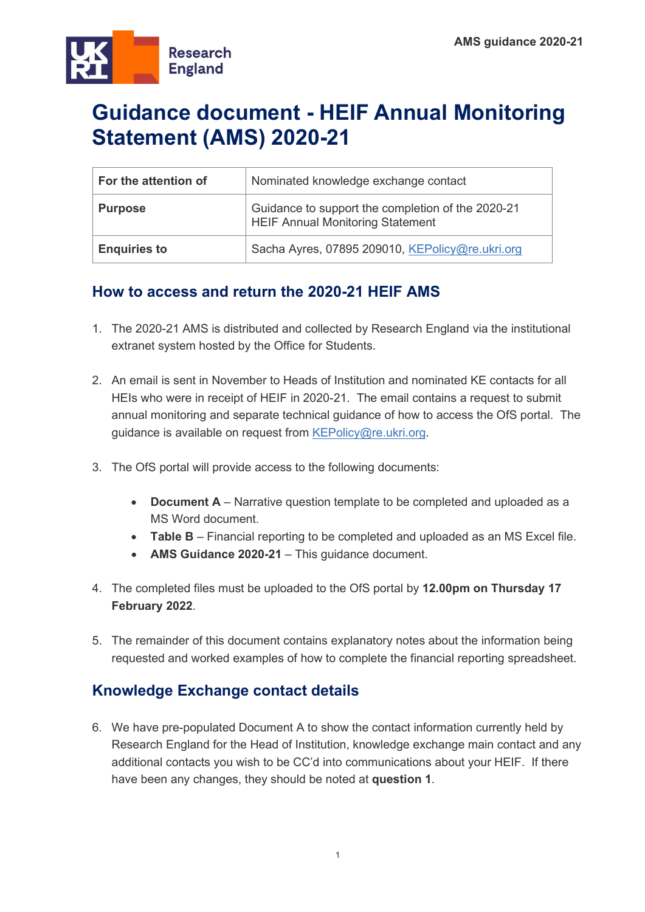# Guidance document - HEIF Annual Monitoring Statement (AMS) 2020-21

| For the attention of | Nominated knowledge exchange contact |
| --- | --- |
| **Purpose** | Guidance to support the completion of the 2020-21 HEIF Annual Monitoring Statement |
| **Enquiries to** | Sacha Ayres, 07895 209010, KEPolicy@re.ukri.org |

## How to access and return the 2020-21 HEIF AMS

1. The 2020-21 AMS is distributed and collected by Research England via the institutional extranet system hosted by the Office for Students.

2. An email is sent in November to Heads of Institution and nominated KE contacts for all HEIs who were in receipt of HEIF in 2020-21. The email contains a request to submit annual monitoring and separate technical guidance of how to access the OfS portal. The guidance is available on request from KEPolicy@re.ukri.org.

3. The OfS portal will provide access to the following documents:

   - **Document A** – Narrative question template to be completed and uploaded as a MS Word document.
   - **Table B** – Financial reporting to be completed and uploaded as an MS Excel file.
   - **AMS Guidance 2020-21** – This guidance document.

4. The completed files must be uploaded to the OfS portal by **12.00pm on Thursday 17 February 2022**.

5. The remainder of this document contains explanatory notes about the information being requested and worked examples of how to complete the financial reporting spreadsheet.

## Knowledge Exchange contact details

6. We have pre-populated Document A to show the contact information currently held by Research England for the Head of Institution, knowledge exchange main contact and any additional contacts you wish to be CC'd into communications about your HEIF. If there have been any changes, they should be noted at **question 1**.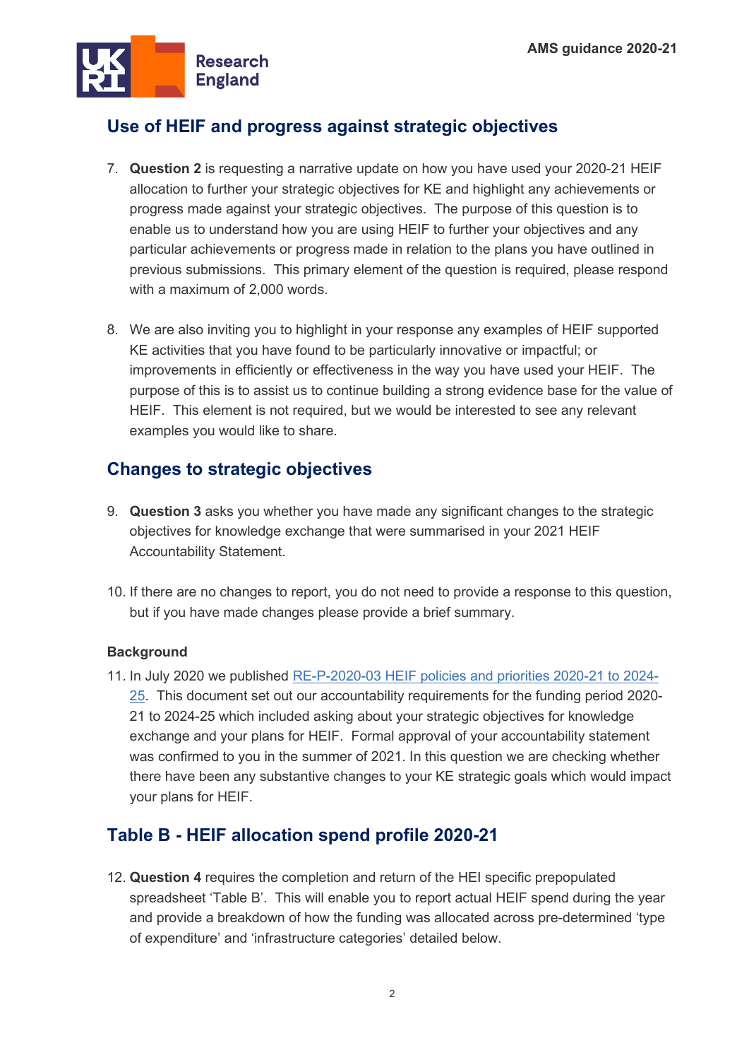## Use of HEIF and progress against strategic objectives

7. **Question 2** is requesting a narrative update on how you have used your 2020-21 HEIF allocation to further your strategic objectives for KE and highlight any achievements or progress made against your strategic objectives. The purpose of this question is to enable us to understand how you are using HEIF to further your objectives and any particular achievements or progress made in relation to the plans you have outlined in previous submissions. This primary element of the question is required, please respond with a maximum of 2,000 words.

8. We are also inviting you to highlight in your response any examples of HEIF supported KE activities that you have found to be particularly innovative or impactful; or improvements in efficiently or effectiveness in the way you have used your HEIF. The purpose of this is to assist us to continue building a strong evidence base for the value of HEIF. This element is not required, but we would be interested to see any relevant examples you would like to share.

## Changes to strategic objectives

9. **Question 3** asks you whether you have made any significant changes to the strategic objectives for knowledge exchange that were summarised in your 2021 HEIF Accountability Statement.

10. If there are no changes to report, you do not need to provide a response to this question, but if you have made changes please provide a brief summary.

### Background

11. In July 2020 we published RE-P-2020-03 HEIF policies and priorities 2020-21 to 2024-25. This document set out our accountability requirements for the funding period 2020-21 to 2024-25 which included asking about your strategic objectives for knowledge exchange and your plans for HEIF. Formal approval of your accountability statement was confirmed to you in the summer of 2021. In this question we are checking whether there have been any substantive changes to your KE strategic goals which would impact your plans for HEIF.

## Table B - HEIF allocation spend profile 2020-21

12. **Question 4** requires the completion and return of the HEI specific prepopulated spreadsheet 'Table B'. This will enable you to report actual HEIF spend during the year and provide a breakdown of how the funding was allocated across pre-determined 'type of expenditure' and 'infrastructure categories' detailed below.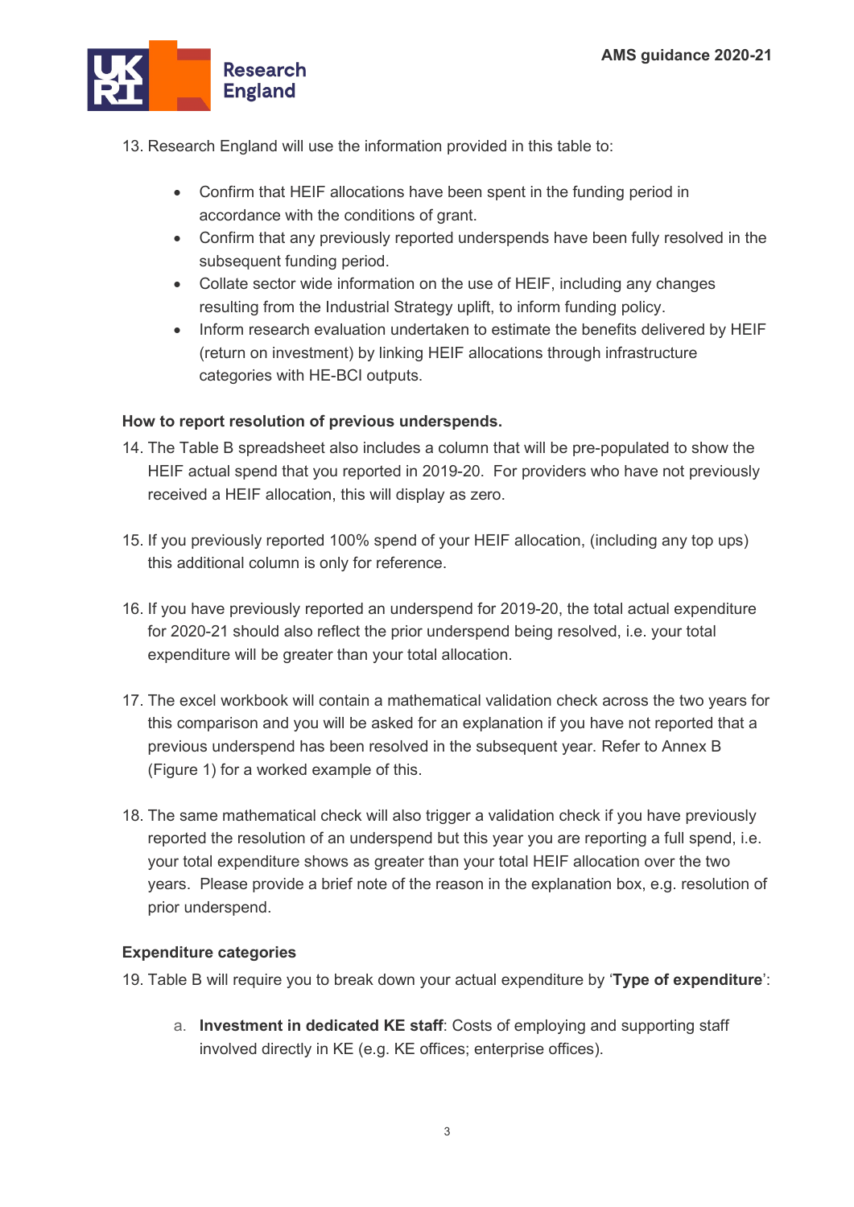13. Research England will use the information provided in this table to:

    - Confirm that HEIF allocations have been spent in the funding period in accordance with the conditions of grant.
    - Confirm that any previously reported underspends have been fully resolved in the subsequent funding period.
    - Collate sector wide information on the use of HEIF, including any changes resulting from the Industrial Strategy uplift, to inform funding policy.
    - Inform research evaluation undertaken to estimate the benefits delivered by HEIF (return on investment) by linking HEIF allocations through infrastructure categories with HE-BCI outputs.

**How to report resolution of previous underspends.**

14. The Table B spreadsheet also includes a column that will be pre-populated to show the HEIF actual spend that you reported in 2019-20. For providers who have not previously received a HEIF allocation, this will display as zero.

15. If you previously reported 100% spend of your HEIF allocation, (including any top ups) this additional column is only for reference.

16. If you have previously reported an underspend for 2019-20, the total actual expenditure for 2020-21 should also reflect the prior underspend being resolved, i.e. your total expenditure will be greater than your total allocation.

17. The excel workbook will contain a mathematical validation check across the two years for this comparison and you will be asked for an explanation if you have not reported that a previous underspend has been resolved in the subsequent year. Refer to Annex B (Figure 1) for a worked example of this.

18. The same mathematical check will also trigger a validation check if you have previously reported the resolution of an underspend but this year you are reporting a full spend, i.e. your total expenditure shows as greater than your total HEIF allocation over the two years. Please provide a brief note of the reason in the explanation box, e.g. resolution of prior underspend.

**Expenditure categories**

19. Table B will require you to break down your actual expenditure by '**Type of expenditure**':

    a. **Investment in dedicated KE staff**: Costs of employing and supporting staff involved directly in KE (e.g. KE offices; enterprise offices).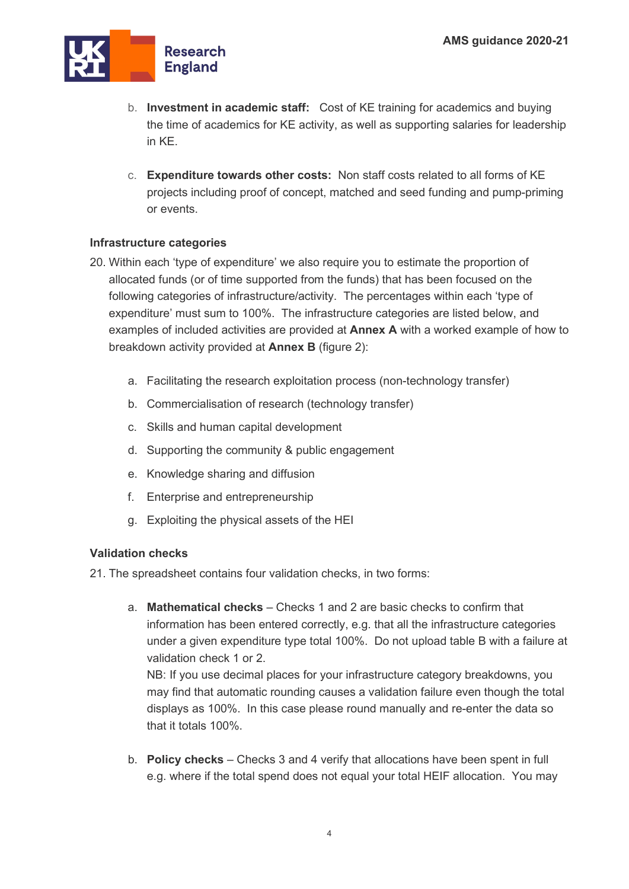b. **Investment in academic staff:** Cost of KE training for academics and buying the time of academics for KE activity, as well as supporting salaries for leadership in KE.

c. **Expenditure towards other costs:** Non staff costs related to all forms of KE projects including proof of concept, matched and seed funding and pump-priming or events.

**Infrastructure categories**

20. Within each 'type of expenditure' we also require you to estimate the proportion of allocated funds (or of time supported from the funds) that has been focused on the following categories of infrastructure/activity. The percentages within each 'type of expenditure' must sum to 100%. The infrastructure categories are listed below, and examples of included activities are provided at **Annex A** with a worked example of how to breakdown activity provided at **Annex B** (figure 2):

    a. Facilitating the research exploitation process (non-technology transfer)

    b. Commercialisation of research (technology transfer)

    c. Skills and human capital development

    d. Supporting the community & public engagement

    e. Knowledge sharing and diffusion

    f. Enterprise and entrepreneurship

    g. Exploiting the physical assets of the HEI

**Validation checks**

21. The spreadsheet contains four validation checks, in two forms:

    a. **Mathematical checks** – Checks 1 and 2 are basic checks to confirm that information has been entered correctly, e.g. that all the infrastructure categories under a given expenditure type total 100%. Do not upload table B with a failure at validation check 1 or 2.
    NB: If you use decimal places for your infrastructure category breakdowns, you may find that automatic rounding causes a validation failure even though the total displays as 100%. In this case please round manually and re-enter the data so that it totals 100%.

    b. **Policy checks** – Checks 3 and 4 verify that allocations have been spent in full e.g. where if the total spend does not equal your total HEIF allocation. You may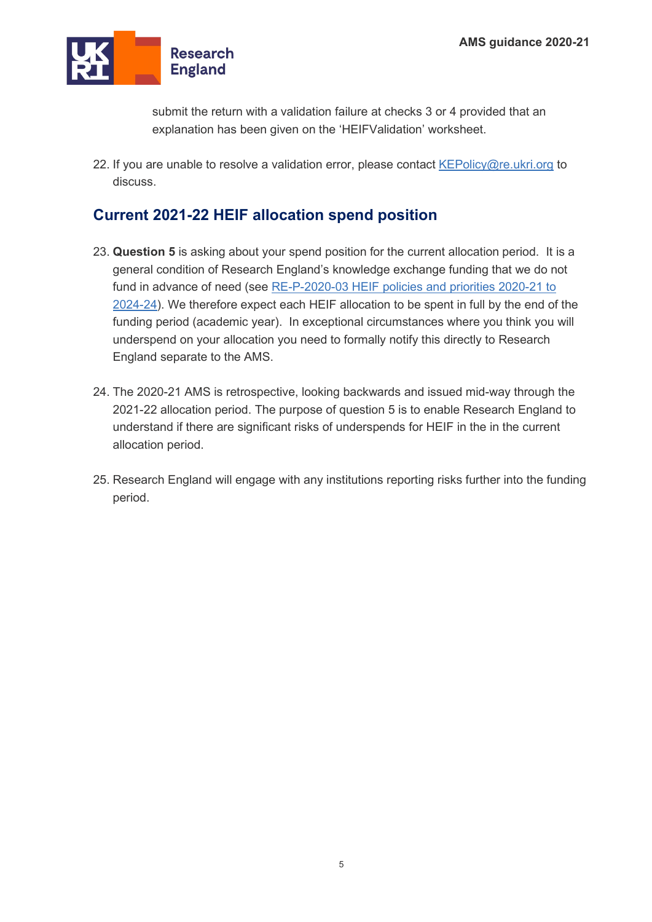submit the return with a validation failure at checks 3 or 4 provided that an explanation has been given on the 'HEIFValidation' worksheet.

22. If you are unable to resolve a validation error, please contact [KEPolicy@re.ukri.org](mailto:KEPolicy@re.ukri.org) to discuss.

## Current 2021-22 HEIF allocation spend position

23. **Question 5** is asking about your spend position for the current allocation period. It is a general condition of Research England's knowledge exchange funding that we do not fund in advance of need (see RE-P-2020-03 HEIF policies and priorities 2020-21 to 2024-24). We therefore expect each HEIF allocation to be spent in full by the end of the funding period (academic year). In exceptional circumstances where you think you will underspend on your allocation you need to formally notify this directly to Research England separate to the AMS.

24. The 2020-21 AMS is retrospective, looking backwards and issued mid-way through the 2021-22 allocation period. The purpose of question 5 is to enable Research England to understand if there are significant risks of underspends for HEIF in the in the current allocation period.

25. Research England will engage with any institutions reporting risks further into the funding period.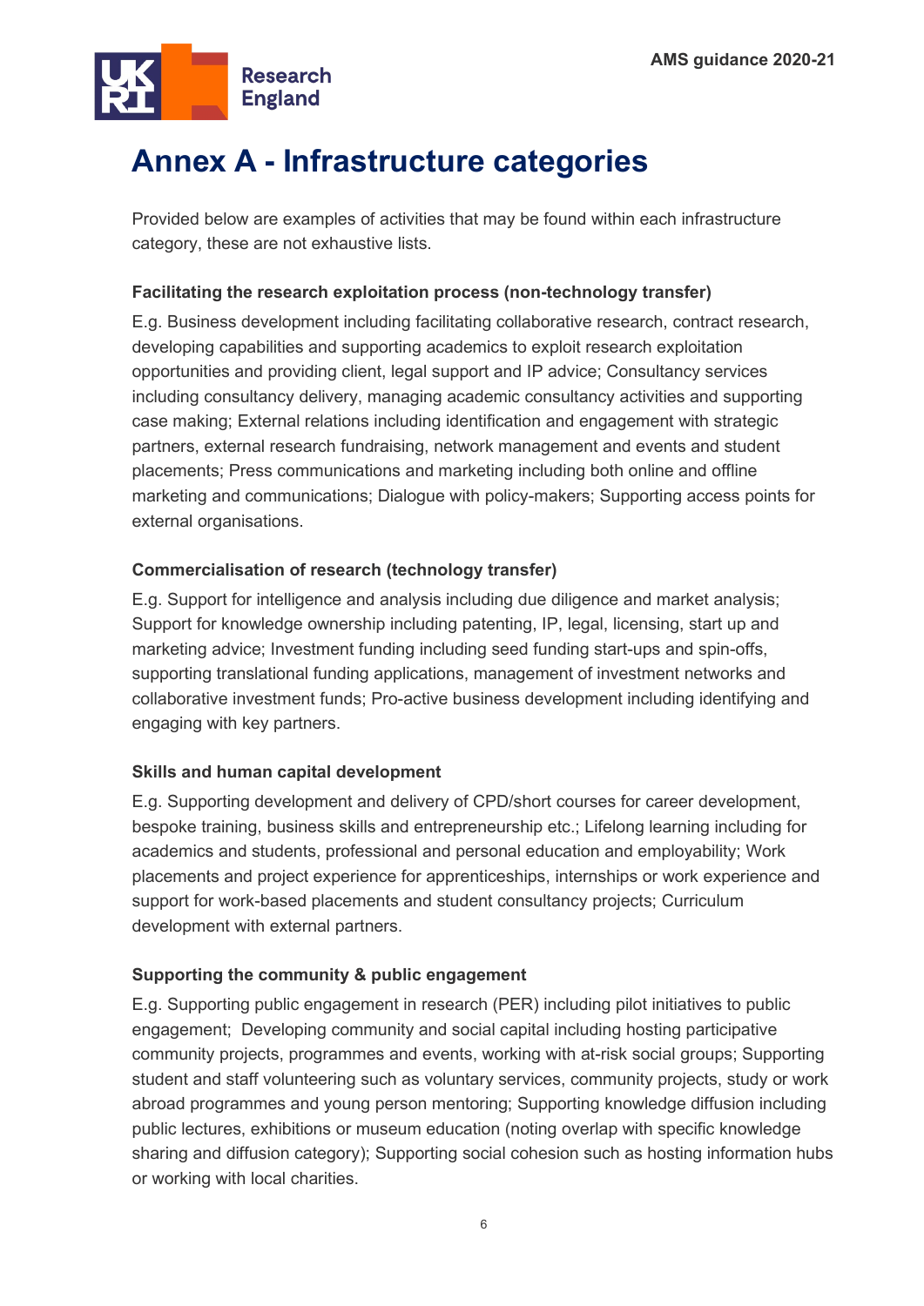# Annex A - Infrastructure categories

Provided below are examples of activities that may be found within each infrastructure category, these are not exhaustive lists.

**Facilitating the research exploitation process (non-technology transfer)**

E.g. Business development including facilitating collaborative research, contract research, developing capabilities and supporting academics to exploit research exploitation opportunities and providing client, legal support and IP advice; Consultancy services including consultancy delivery, managing academic consultancy activities and supporting case making; External relations including identification and engagement with strategic partners, external research fundraising, network management and events and student placements; Press communications and marketing including both online and offline marketing and communications; Dialogue with policy-makers; Supporting access points for external organisations.

**Commercialisation of research (technology transfer)**

E.g. Support for intelligence and analysis including due diligence and market analysis; Support for knowledge ownership including patenting, IP, legal, licensing, start up and marketing advice; Investment funding including seed funding start-ups and spin-offs, supporting translational funding applications, management of investment networks and collaborative investment funds; Pro-active business development including identifying and engaging with key partners.

**Skills and human capital development**

E.g. Supporting development and delivery of CPD/short courses for career development, bespoke training, business skills and entrepreneurship etc.; Lifelong learning including for academics and students, professional and personal education and employability; Work placements and project experience for apprenticeships, internships or work experience and support for work-based placements and student consultancy projects; Curriculum development with external partners.

**Supporting the community & public engagement**

E.g. Supporting public engagement in research (PER) including pilot initiatives to public engagement; Developing community and social capital including hosting participative community projects, programmes and events, working with at-risk social groups; Supporting student and staff volunteering such as voluntary services, community projects, study or work abroad programmes and young person mentoring; Supporting knowledge diffusion including public lectures, exhibitions or museum education (noting overlap with specific knowledge sharing and diffusion category); Supporting social cohesion such as hosting information hubs or working with local charities.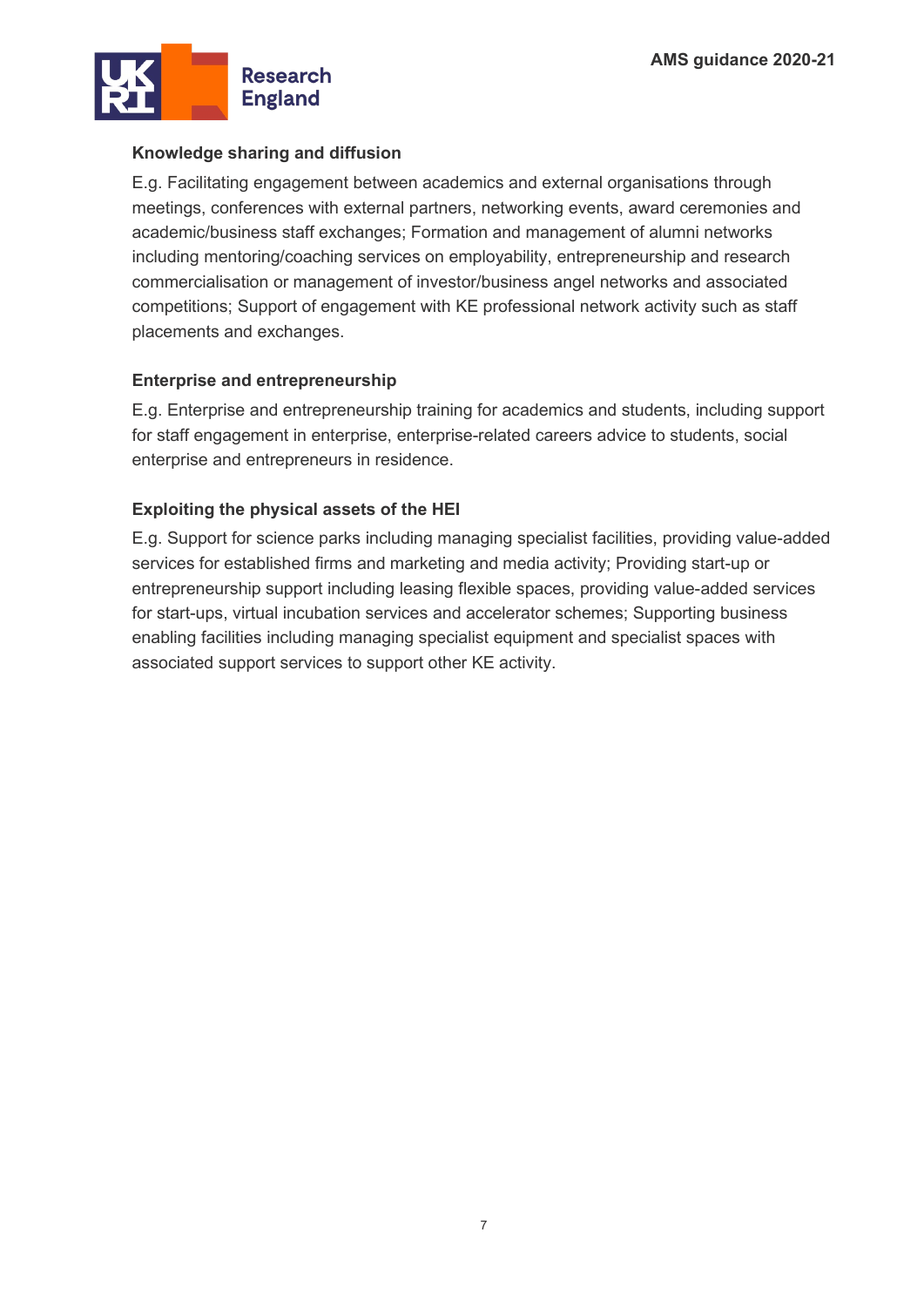**Knowledge sharing and diffusion**

E.g. Facilitating engagement between academics and external organisations through meetings, conferences with external partners, networking events, award ceremonies and academic/business staff exchanges; Formation and management of alumni networks including mentoring/coaching services on employability, entrepreneurship and research commercialisation or management of investor/business angel networks and associated competitions; Support of engagement with KE professional network activity such as staff placements and exchanges.

**Enterprise and entrepreneurship**

E.g. Enterprise and entrepreneurship training for academics and students, including support for staff engagement in enterprise, enterprise-related careers advice to students, social enterprise and entrepreneurs in residence.

**Exploiting the physical assets of the HEI**

E.g. Support for science parks including managing specialist facilities, providing value-added services for established firms and marketing and media activity; Providing start-up or entrepreneurship support including leasing flexible spaces, providing value-added services for start-ups, virtual incubation services and accelerator schemes; Supporting business enabling facilities including managing specialist equipment and specialist spaces with associated support services to support other KE activity.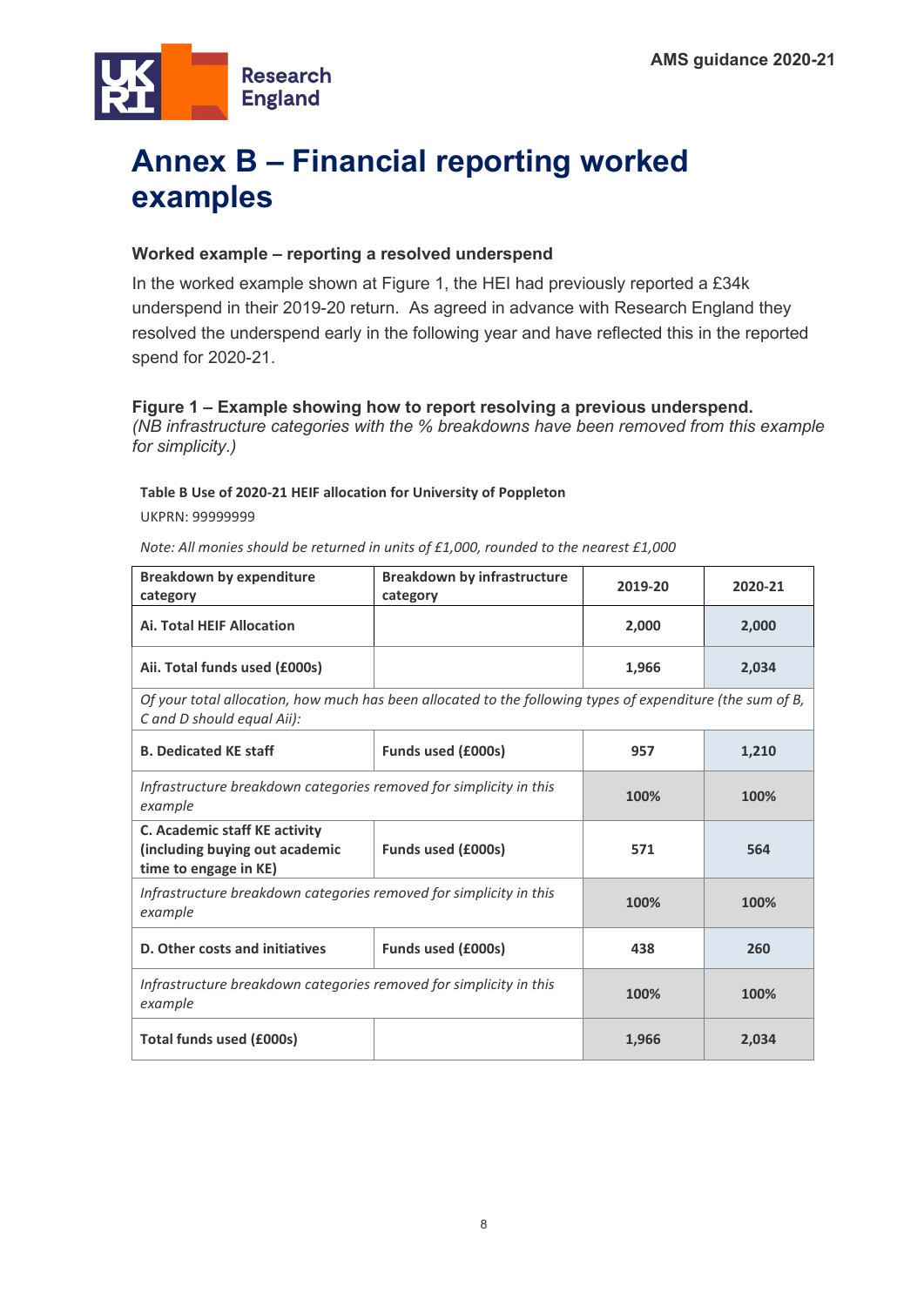# Annex B – Financial reporting worked examples

### Worked example – reporting a resolved underspend

In the worked example shown at Figure 1, the HEI had previously reported a £34k underspend in their 2019-20 return. As agreed in advance with Research England they resolved the underspend early in the following year and have reflected this in the reported spend for 2020-21.

**Figure 1 – Example showing how to report resolving a previous underspend.**
*(NB infrastructure categories with the % breakdowns have been removed from this example for simplicity.)*

**Table B Use of 2020-21 HEIF allocation for University of Poppleton**

UKPRN: 99999999

*Note: All monies should be returned in units of £1,000, rounded to the nearest £1,000*

| Breakdown by expenditure category | Breakdown by infrastructure category | 2019-20 | 2020-21 |
|---|---|---|---|
| **Ai. Total HEIF Allocation** | | **2,000** | **2,000** |
| **Aii. Total funds used (£000s)** | | **1,966** | **2,034** |
| *Of your total allocation, how much has been allocated to the following types of expenditure (the sum of B, C and D should equal Aii):* | | | |
| **B. Dedicated KE staff** | **Funds used (£000s)** | **957** | **1,210** |
| *Infrastructure breakdown categories removed for simplicity in this example* | | **100%** | **100%** |
| **C. Academic staff KE activity (including buying out academic time to engage in KE)** | **Funds used (£000s)** | **571** | **564** |
| *Infrastructure breakdown categories removed for simplicity in this example* | | **100%** | **100%** |
| **D. Other costs and initiatives** | **Funds used (£000s)** | **438** | **260** |
| *Infrastructure breakdown categories removed for simplicity in this example* | | **100%** | **100%** |
| **Total funds used (£000s)** | | **1,966** | **2,034** |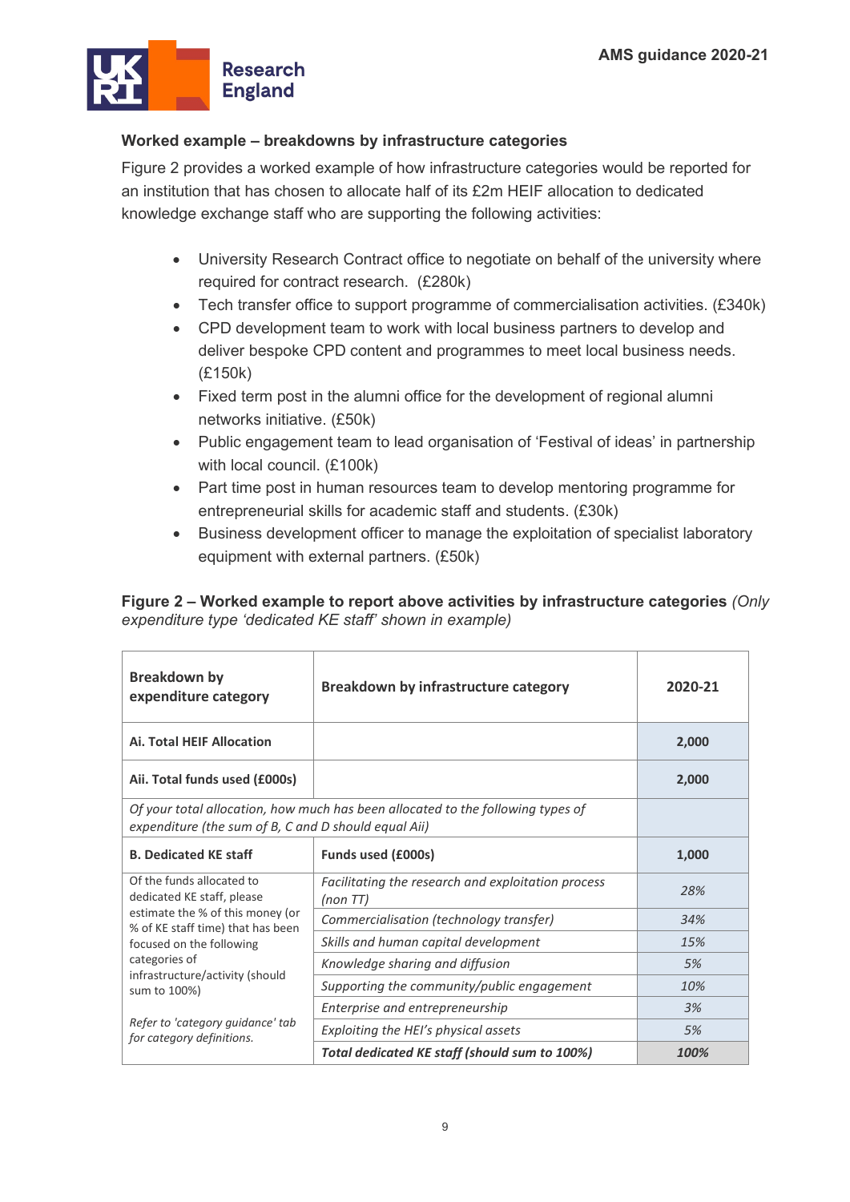### Worked example – breakdowns by infrastructure categories

Figure 2 provides a worked example of how infrastructure categories would be reported for an institution that has chosen to allocate half of its £2m HEIF allocation to dedicated knowledge exchange staff who are supporting the following activities:

- University Research Contract office to negotiate on behalf of the university where required for contract research. (£280k)
- Tech transfer office to support programme of commercialisation activities. (£340k)
- CPD development team to work with local business partners to develop and deliver bespoke CPD content and programmes to meet local business needs. (£150k)
- Fixed term post in the alumni office for the development of regional alumni networks initiative. (£50k)
- Public engagement team to lead organisation of 'Festival of ideas' in partnership with local council. (£100k)
- Part time post in human resources team to develop mentoring programme for entrepreneurial skills for academic staff and students. (£30k)
- Business development officer to manage the exploitation of specialist laboratory equipment with external partners. (£50k)

**Figure 2 – Worked example to report above activities by infrastructure categories** *(Only expenditure type 'dedicated KE staff' shown in example)*

| Breakdown by expenditure category | Breakdown by infrastructure category | 2020-21 |
|---|---|---|
| **Ai. Total HEIF Allocation** | | **2,000** |
| **Aii. Total funds used (£000s)** | | **2,000** |
| *Of your total allocation, how much has been allocated to the following types of expenditure (the sum of B, C and D should equal Aii)* | | |
| **B. Dedicated KE staff** | **Funds used (£000s)** | **1,000** |
| Of the funds allocated to dedicated KE staff, please estimate the % of this money (or % of KE staff time) that has been focused on the following categories of infrastructure/activity (should sum to 100%)<br><br>*Refer to 'category guidance' tab for category definitions.* | *Facilitating the research and exploitation process (non TT)* | *28%* |
| | *Commercialisation (technology transfer)* | *34%* |
| | *Skills and human capital development* | *15%* |
| | *Knowledge sharing and diffusion* | *5%* |
| | *Supporting the community/public engagement* | *10%* |
| | *Enterprise and entrepreneurship* | *3%* |
| | *Exploiting the HEI's physical assets* | *5%* |
| | ***Total dedicated KE staff (should sum to 100%)*** | ***100%*** |